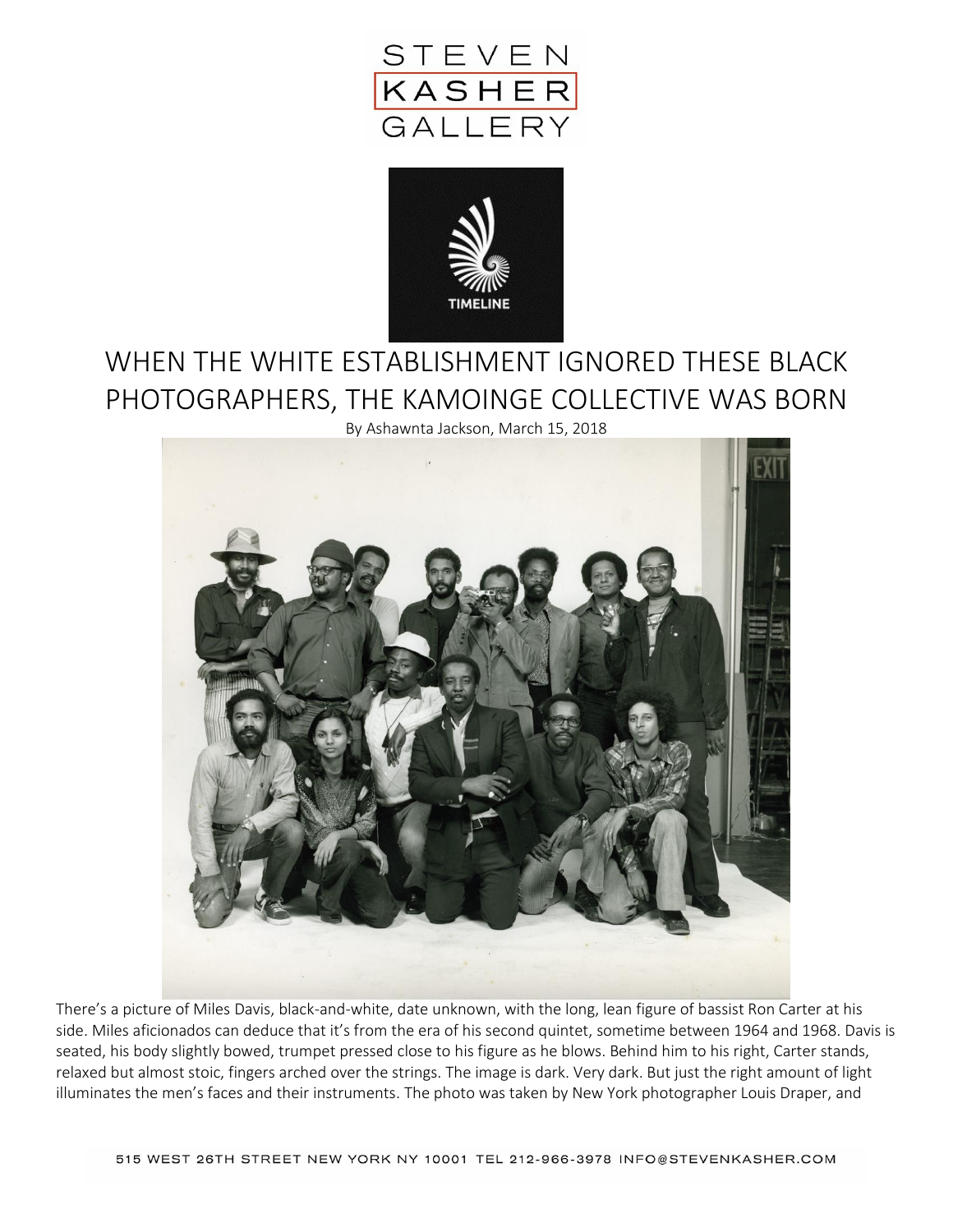STEVEN KASHER GALLERY

TIMELINE

# WHEN THE WHITE ESTABLISHMENT IGNORED THESE BLACK PHOTOGRAPHERS, THE KAMOINGE COLLECTIVE WAS BORN

By Ashawnta Jackson, March 15, 2018

There's a picture of Miles Davis, black-and-white, date unknown, with the long, lean figure of bassist Ron Carter at his side. Miles aficionados can deduce that it's from the era of his second quintet, sometime between 1964 and 1968. Davis is seated, his body slightly bowed, trumpet pressed close to his figure as he blows. Behind him to his right, Carter stands, relaxed but almost stoic, fingers arched over the strings. The image is dark. Very dark. But just the right amount of light illuminates the men's faces and their instruments. The photo was taken by New York photographer Louis Draper, and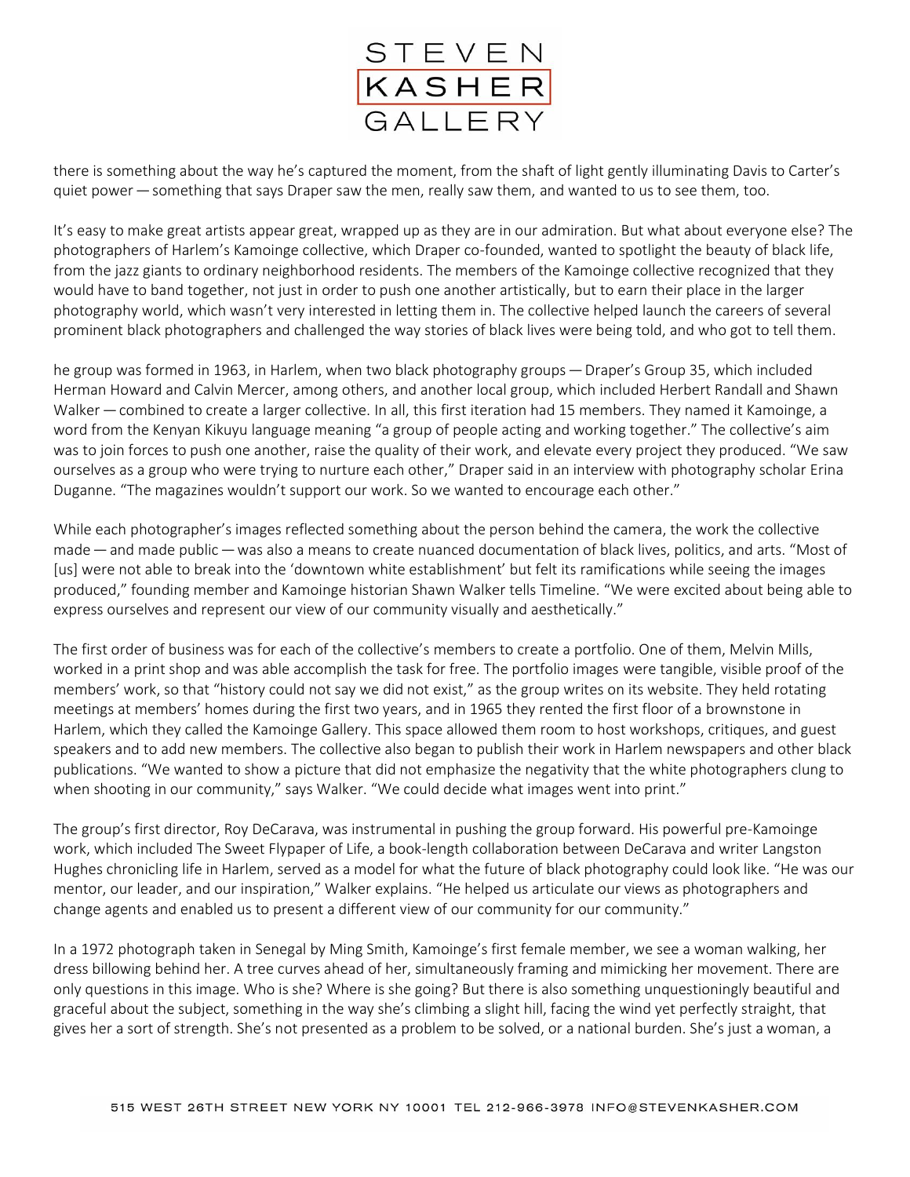there is something about the way he's captured the moment, from the shaft of light gently illuminating Davis to Carter's quiet power — something that says Draper saw the men, really saw them, and wanted to us to see them, too.

It's easy to make great artists appear great, wrapped up as they are in our admiration. But what about everyone else? The photographers of Harlem's Kamoinge collective, which Draper co-founded, wanted to spotlight the beauty of black life, from the jazz giants to ordinary neighborhood residents. The members of the Kamoinge collective recognized that they would have to band together, not just in order to push one another artistically, but to earn their place in the larger photography world, which wasn't very interested in letting them in. The collective helped launch the careers of several prominent black photographers and challenged the way stories of black lives were being told, and who got to tell them.

he group was formed in 1963, in Harlem, when two black photography groups — Draper's Group 35, which included Herman Howard and Calvin Mercer, among others, and another local group, which included Herbert Randall and Shawn Walker — combined to create a larger collective. In all, this first iteration had 15 members. They named it Kamoinge, a word from the Kenyan Kikuyu language meaning "a group of people acting and working together." The collective's aim was to join forces to push one another, raise the quality of their work, and elevate every project they produced. "We saw ourselves as a group who were trying to nurture each other," Draper said in an interview with photography scholar Erina Duganne. "The magazines wouldn't support our work. So we wanted to encourage each other."

While each photographer's images reflected something about the person behind the camera, the work the collective made — and made public — was also a means to create nuanced documentation of black lives, politics, and arts. "Most of [us] were not able to break into the 'downtown white establishment' but felt its ramifications while seeing the images produced," founding member and Kamoinge historian Shawn Walker tells Timeline. "We were excited about being able to express ourselves and represent our view of our community visually and aesthetically."

The first order of business was for each of the collective's members to create a portfolio. One of them, Melvin Mills, worked in a print shop and was able accomplish the task for free. The portfolio images were tangible, visible proof of the members' work, so that "history could not say we did not exist," as the group writes on its website. They held rotating meetings at members' homes during the first two years, and in 1965 they rented the first floor of a brownstone in Harlem, which they called the Kamoinge Gallery. This space allowed them room to host workshops, critiques, and guest speakers and to add new members. The collective also began to publish their work in Harlem newspapers and other black publications. "We wanted to show a picture that did not emphasize the negativity that the white photographers clung to when shooting in our community," says Walker. "We could decide what images went into print."

The group's first director, Roy DeCarava, was instrumental in pushing the group forward. His powerful pre-Kamoinge work, which included The Sweet Flypaper of Life, a book-length collaboration between DeCarava and writer Langston Hughes chronicling life in Harlem, served as a model for what the future of black photography could look like. "He was our mentor, our leader, and our inspiration," Walker explains. "He helped us articulate our views as photographers and change agents and enabled us to present a different view of our community for our community."

In a 1972 photograph taken in Senegal by Ming Smith, Kamoinge's first female member, we see a woman walking, her dress billowing behind her. A tree curves ahead of her, simultaneously framing and mimicking her movement. There are only questions in this image. Who is she? Where is she going? But there is also something unquestionably beautiful and graceful about the subject, something in the way she's climbing a slight hill, facing the wind yet perfectly straight, that gives her a sort of strength. She's not presented as a problem to be solved, or a national burden. She's just a woman, a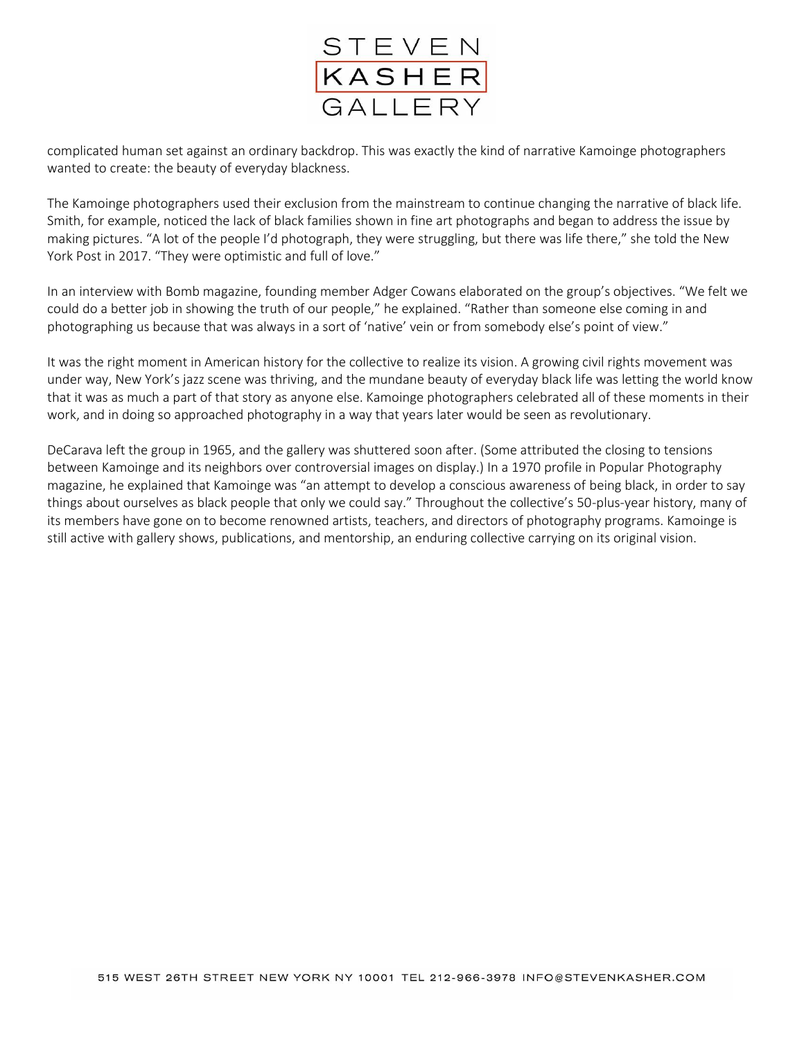complicated human set against an ordinary backdrop. This was exactly the kind of narrative Kamoinge photographers wanted to create: the beauty of everyday blackness.

The Kamoinge photographers used their exclusion from the mainstream to continue changing the narrative of black life. Smith, for example, noticed the lack of black families shown in fine art photographs and began to address the issue by making pictures. "A lot of the people I'd photograph, they were struggling, but there was life there," she told the New York Post in 2017. "They were optimistic and full of love."

In an interview with Bomb magazine, founding member Adger Cowans elaborated on the group's objectives. "We felt we could do a better job in showing the truth of our people," he explained. "Rather than someone else coming in and photographing us because that was always in a sort of 'native' vein or from somebody else's point of view."

It was the right moment in American history for the collective to realize its vision. A growing civil rights movement was under way, New York's jazz scene was thriving, and the mundane beauty of everyday black life was letting the world know that it was as much a part of that story as anyone else. Kamoinge photographers celebrated all of these moments in their work, and in doing so approached photography in a way that years later would be seen as revolutionary.

DeCarava left the group in 1965, and the gallery was shuttered soon after. (Some attributed the closing to tensions between Kamoinge and its neighbors over controversial images on display.) In a 1970 profile in Popular Photography magazine, he explained that Kamoinge was "an attempt to develop a conscious awareness of being black, in order to say things about ourselves as black people that only we could say." Throughout the collective's 50-plus-year history, many of its members have gone on to become renowned artists, teachers, and directors of photography programs. Kamoinge is still active with gallery shows, publications, and mentorship, an enduring collective carrying on its original vision.